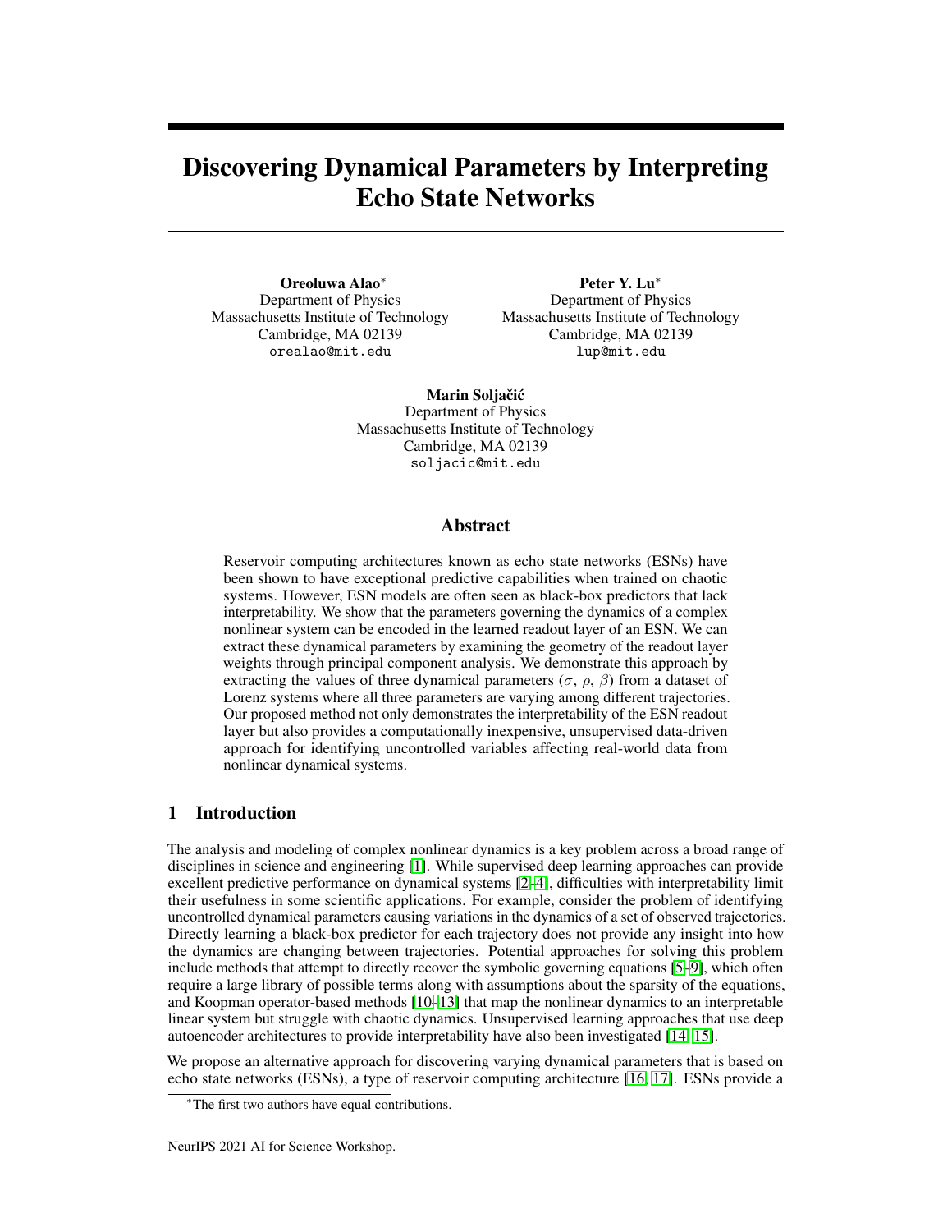# Discovering Dynamical Parameters by Interpreting Echo State Networks

**Oreoluwa Alao***
Department of Physics
Massachusetts Institute of Technology
Cambridge, MA 02139
`orealao@mit.edu`

**Peter Y. Lu***
Department of Physics
Massachusetts Institute of Technology
Cambridge, MA 02139
`lup@mit.edu`

**Marin Soljačić**
Department of Physics
Massachusetts Institute of Technology
Cambridge, MA 02139
`soljacic@mit.edu`

## Abstract

Reservoir computing architectures known as echo state networks (ESNs) have been shown to have exceptional predictive capabilities when trained on chaotic systems. However, ESN models are often seen as black-box predictors that lack interpretability. We show that the parameters governing the dynamics of a complex nonlinear system can be encoded in the learned readout layer of an ESN. We can extract these dynamical parameters by examining the geometry of the readout layer weights through principal component analysis. We demonstrate this approach by extracting the values of three dynamical parameters ($\sigma$, $\rho$, $\beta$) from a dataset of Lorenz systems where all three parameters are varying among different trajectories. Our proposed method not only demonstrates the interpretability of the ESN readout layer but also provides a computationally inexpensive, unsupervised data-driven approach for identifying uncontrolled variables affecting real-world data from nonlinear dynamical systems.

## 1 Introduction

The analysis and modeling of complex nonlinear dynamics is a key problem across a broad range of disciplines in science and engineering [1]. While supervised deep learning approaches can provide excellent predictive performance on dynamical systems [2–4], difficulties with interpretability limit their usefulness in some scientific applications. For example, consider the problem of identifying uncontrolled dynamical parameters causing variations in the dynamics of a set of observed trajectories. Directly learning a black-box predictor for each trajectory does not provide any insight into how the dynamics are changing between trajectories. Potential approaches for solving this problem include methods that attempt to directly recover the symbolic governing equations [5–9], which often require a large library of possible terms along with assumptions about the sparsity of the equations, and Koopman operator-based methods [10–13] that map the nonlinear dynamics to an interpretable linear system but struggle with chaotic dynamics. Unsupervised learning approaches that use deep autoencoder architectures to provide interpretability have also been investigated [14, 15].

We propose an alternative approach for discovering varying dynamical parameters that is based on echo state networks (ESNs), a type of reservoir computing architecture [16, 17]. ESNs provide a

*The first two authors have equal contributions.

NeurIPS 2021 AI for Science Workshop.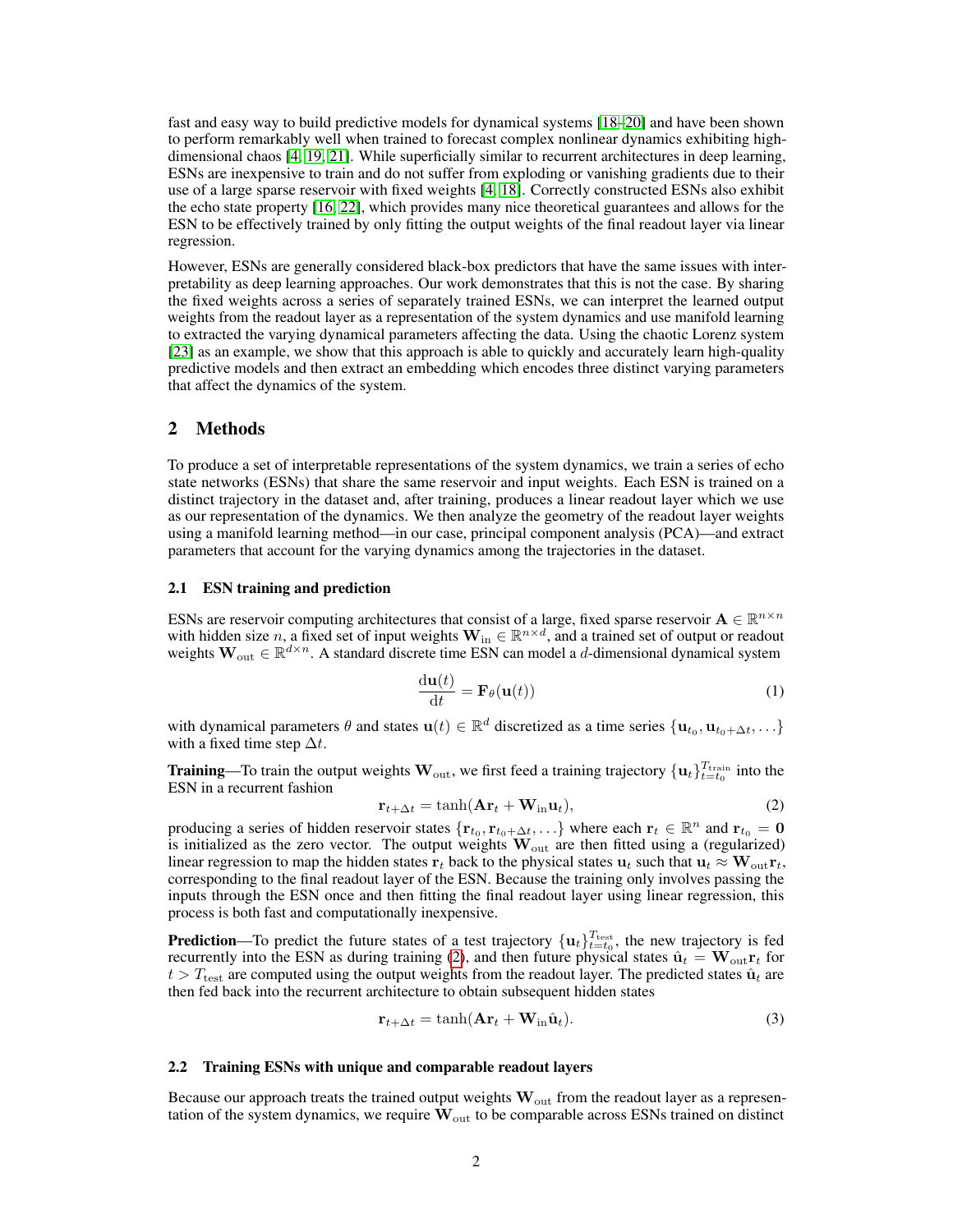fast and easy way to build predictive models for dynamical systems [18–20] and have been shown to perform remarkably well when trained to forecast complex nonlinear dynamics exhibiting high-dimensional chaos [4, 19, 21]. While superficially similar to recurrent architectures in deep learning, ESNs are inexpensive to train and do not suffer from exploding or vanishing gradients due to their use of a large sparse reservoir with fixed weights [4, 18]. Correctly constructed ESNs also exhibit the echo state property [16, 22], which provides many nice theoretical guarantees and allows for the ESN to be effectively trained by only fitting the output weights of the final readout layer via linear regression.

However, ESNs are generally considered black-box predictors that have the same issues with interpretability as deep learning approaches. Our work demonstrates that this is not the case. By sharing the fixed weights across a series of separately trained ESNs, we can interpret the learned output weights from the readout layer as a representation of the system dynamics and use manifold learning to extracted the varying dynamical parameters affecting the data. Using the chaotic Lorenz system [23] as an example, we show that this approach is able to quickly and accurately learn high-quality predictive models and then extract an embedding which encodes three distinct varying parameters that affect the dynamics of the system.

## 2 Methods

To produce a set of interpretable representations of the system dynamics, we train a series of echo state networks (ESNs) that share the same reservoir and input weights. Each ESN is trained on a distinct trajectory in the dataset and, after training, produces a linear readout layer which we use as our representation of the dynamics. We then analyze the geometry of the readout layer weights using a manifold learning method—in our case, principal component analysis (PCA)—and extract parameters that account for the varying dynamics among the trajectories in the dataset.

### 2.1 ESN training and prediction

ESNs are reservoir computing architectures that consist of a large, fixed sparse reservoir $\mathbf{A} \in \mathbb{R}^{n \times n}$ with hidden size $n$, a fixed set of input weights $\mathbf{W}_{\text{in}} \in \mathbb{R}^{n \times d}$, and a trained set of output or readout weights $\mathbf{W}_{\text{out}} \in \mathbb{R}^{d \times n}$. A standard discrete time ESN can model a $d$-dimensional dynamical system

$$\frac{\mathrm{d}\mathbf{u}(t)}{\mathrm{d}t} = \mathbf{F}_{\theta}(\mathbf{u}(t)) \tag{1}$$

with dynamical parameters $\theta$ and states $\mathbf{u}(t) \in \mathbb{R}^d$ discretized as a time series $\{\mathbf{u}_{t_0}, \mathbf{u}_{t_0+\Delta t}, \ldots\}$ with a fixed time step $\Delta t$.

**Training**—To train the output weights $\mathbf{W}_{\text{out}}$, we first feed a training trajectory $\{\mathbf{u}_t\}_{t=t_0}^{T_{\text{train}}}$ into the ESN in a recurrent fashion

$$\mathbf{r}_{t+\Delta t} = \tanh(\mathbf{A}\mathbf{r}_t + \mathbf{W}_{\text{in}}\mathbf{u}_t), \tag{2}$$

producing a series of hidden reservoir states $\{\mathbf{r}_{t_0}, \mathbf{r}_{t_0+\Delta t}, \ldots\}$ where each $\mathbf{r}_t \in \mathbb{R}^n$ and $\mathbf{r}_{t_0} = \mathbf{0}$ is initialized as the zero vector. The output weights $\mathbf{W}_{\text{out}}$ are then fitted using a (regularized) linear regression to map the hidden states $\mathbf{r}_t$ back to the physical states $\mathbf{u}_t$ such that $\mathbf{u}_t \approx \mathbf{W}_{\text{out}}\mathbf{r}_t$, corresponding to the final readout layer of the ESN. Because the training only involves passing the inputs through the ESN once and then fitting the final readout layer using linear regression, this process is both fast and computationally inexpensive.

**Prediction**—To predict the future states of a test trajectory $\{\mathbf{u}_t\}_{t=t_0}^{T_{\text{test}}}$, the new trajectory is fed recurrently into the ESN as during training (2), and then future physical states $\hat{\mathbf{u}}_t = \mathbf{W}_{\text{out}}\mathbf{r}_t$ for $t > T_{\text{test}}$ are computed using the output weights from the readout layer. The predicted states $\hat{\mathbf{u}}_t$ are then fed back into the recurrent architecture to obtain subsequent hidden states

$$\mathbf{r}_{t+\Delta t} = \tanh(\mathbf{A}\mathbf{r}_t + \mathbf{W}_{\text{in}}\hat{\mathbf{u}}_t). \tag{3}$$

### 2.2 Training ESNs with unique and comparable readout layers

Because our approach treats the trained output weights $\mathbf{W}_{\text{out}}$ from the readout layer as a representation of the system dynamics, we require $\mathbf{W}_{\text{out}}$ to be comparable across ESNs trained on distinct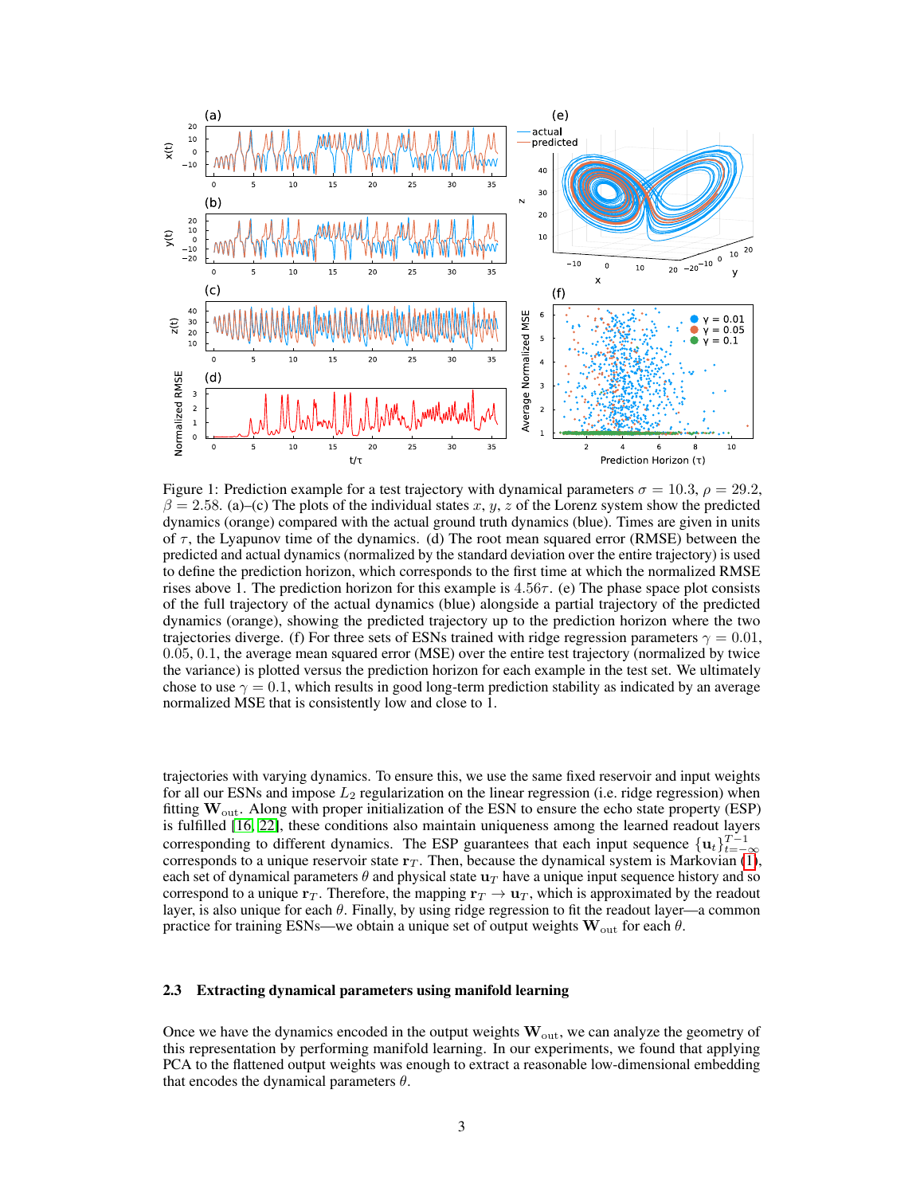Figure 1: Prediction example for a test trajectory with dynamical parameters $\sigma = 10.3$, $\rho = 29.2$, $\beta = 2.58$. (a)–(c) The plots of the individual states $x$, $y$, $z$ of the Lorenz system show the predicted dynamics (orange) compared with the actual ground truth dynamics (blue). Times are given in units of $\tau$, the Lyapunov time of the dynamics. (d) The root mean squared error (RMSE) between the predicted and actual dynamics (normalized by the standard deviation over the entire trajectory) is used to define the prediction horizon, which corresponds to the first time at which the normalized RMSE rises above 1. The prediction horizon for this example is $4.56\tau$. (e) The phase space plot consists of the full trajectory of the actual dynamics (blue) alongside a partial trajectory of the predicted dynamics (orange), showing the predicted trajectory up to the prediction horizon where the two trajectories diverge. (f) For three sets of ESNs trained with ridge regression parameters $\gamma = 0.01$, $0.05$, $0.1$, the average mean squared error (MSE) over the entire test trajectory (normalized by twice the variance) is plotted versus the prediction horizon for each example in the test set. We ultimately chose to use $\gamma = 0.1$, which results in good long-term prediction stability as indicated by an average normalized MSE that is consistently low and close to 1.

trajectories with varying dynamics. To ensure this, we use the same fixed reservoir and input weights for all our ESNs and impose $L_2$ regularization on the linear regression (i.e. ridge regression) when fitting $\mathbf{W}_{\text{out}}$. Along with proper initialization of the ESN to ensure the echo state property (ESP) is fulfilled [16, 22], these conditions also maintain uniqueness among the learned readout layers corresponding to different dynamics. The ESP guarantees that each input sequence $\{\mathbf{u}_t\}_{t=-\infty}^{T-1}$ corresponds to a unique reservoir state $\mathbf{r}_T$. Then, because the dynamical system is Markovian (1), each set of dynamical parameters $\theta$ and physical state $\mathbf{u}_T$ have a unique input sequence history and so correspond to a unique $\mathbf{r}_T$. Therefore, the mapping $\mathbf{r}_T \to \mathbf{u}_T$, which is approximated by the readout layer, is also unique for each $\theta$. Finally, by using ridge regression to fit the readout layer—a common practice for training ESNs—we obtain a unique set of output weights $\mathbf{W}_{\text{out}}$ for each $\theta$.

### 2.3 Extracting dynamical parameters using manifold learning

Once we have the dynamics encoded in the output weights $\mathbf{W}_{\text{out}}$, we can analyze the geometry of this representation by performing manifold learning. In our experiments, we found that applying PCA to the flattened output weights was enough to extract a reasonable low-dimensional embedding that encodes the dynamical parameters $\theta$.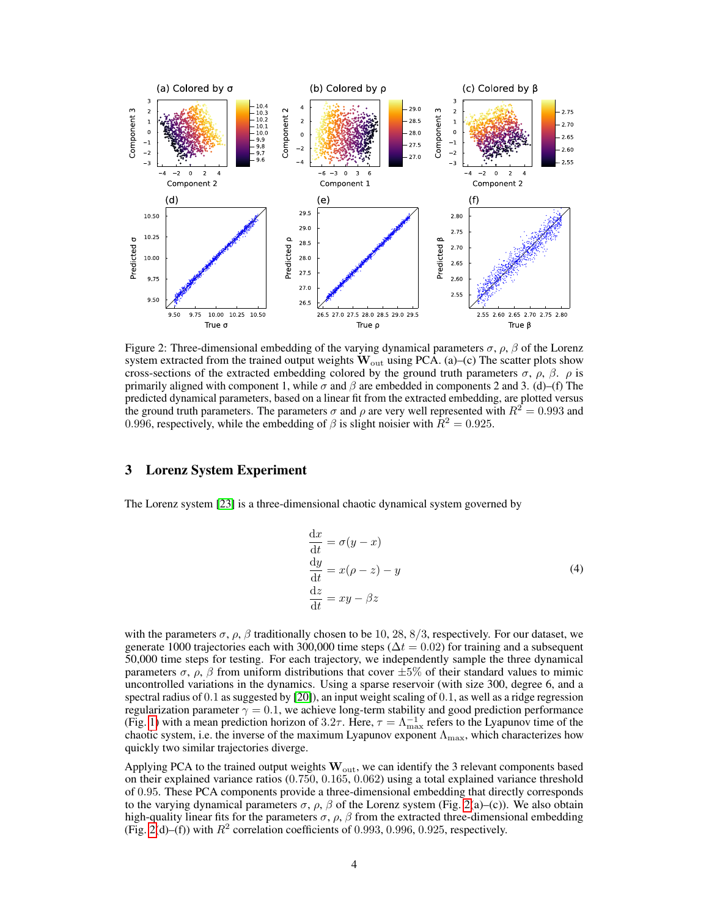Figure 2: Three-dimensional embedding of the varying dynamical parameters $\sigma$, $\rho$, $\beta$ of the Lorenz system extracted from the trained output weights $\mathbf{W}_{\text{out}}$ using PCA. (a)–(c) The scatter plots show cross-sections of the extracted embedding colored by the ground truth parameters $\sigma$, $\rho$, $\beta$. $\rho$ is primarily aligned with component 1, while $\sigma$ and $\beta$ are embedded in components 2 and 3. (d)–(f) The predicted dynamical parameters, based on a linear fit from the extracted embedding, are plotted versus the ground truth parameters. The parameters $\sigma$ and $\rho$ are very well represented with $R^2 = 0.993$ and $0.996$, respectively, while the embedding of $\beta$ is slight noisier with $R^2 = 0.925$.

## 3 Lorenz System Experiment

The Lorenz system [23] is a three-dimensional chaotic dynamical system governed by

$$
\begin{aligned}
\frac{\mathrm{d}x}{\mathrm{d}t} &= \sigma(y - x) \\
\frac{\mathrm{d}y}{\mathrm{d}t} &= x(\rho - z) - y \\
\frac{\mathrm{d}z}{\mathrm{d}t} &= xy - \beta z
\end{aligned}
\tag{4}
$$

with the parameters $\sigma$, $\rho$, $\beta$ traditionally chosen to be 10, 28, $8/3$, respectively. For our dataset, we generate 1000 trajectories each with 300,000 time steps ($\Delta t = 0.02$) for training and a subsequent 50,000 time steps for testing. For each trajectory, we independently sample the three dynamical parameters $\sigma$, $\rho$, $\beta$ from uniform distributions that cover $\pm 5\%$ of their standard values to mimic uncontrolled variations in the dynamics. Using a sparse reservoir (with size 300, degree 6, and a spectral radius of $0.1$ as suggested by [20]), an input weight scaling of $0.1$, as well as a ridge regression regularization parameter $\gamma = 0.1$, we achieve long-term stability and good prediction performance (Fig. 1) with a mean prediction horizon of $3.2\tau$. Here, $\tau = \Lambda_{\max}^{-1}$ refers to the Lyapunov time of the chaotic system, i.e. the inverse of the maximum Lyapunov exponent $\Lambda_{\max}$, which characterizes how quickly two similar trajectories diverge.

Applying PCA to the trained output weights $\mathbf{W}_{\text{out}}$, we can identify the 3 relevant components based on their explained variance ratios $(0.750, 0.165, 0.062)$ using a total explained variance threshold of $0.95$. These PCA components provide a three-dimensional embedding that directly corresponds to the varying dynamical parameters $\sigma$, $\rho$, $\beta$ of the Lorenz system (Fig. 2(a)–(c)). We also obtain high-quality linear fits for the parameters $\sigma$, $\rho$, $\beta$ from the extracted three-dimensional embedding (Fig. 2(d)–(f)) with $R^2$ correlation coefficients of $0.993$, $0.996$, $0.925$, respectively.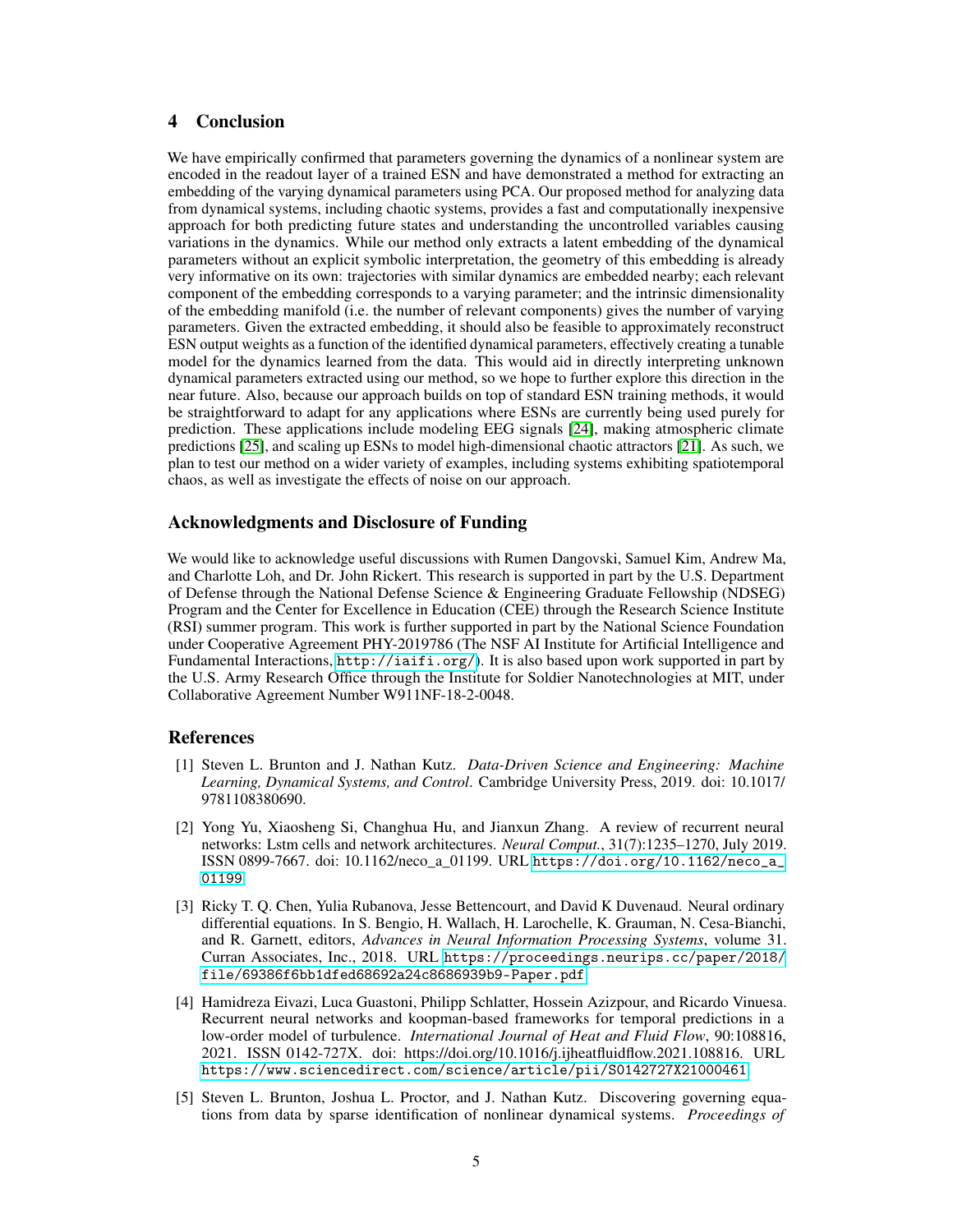## 4 Conclusion

We have empirically confirmed that parameters governing the dynamics of a nonlinear system are encoded in the readout layer of a trained ESN and have demonstrated a method for extracting an embedding of the varying dynamical parameters using PCA. Our proposed method for analyzing data from dynamical systems, including chaotic systems, provides a fast and computationally inexpensive approach for both predicting future states and understanding the uncontrolled variables causing variations in the dynamics. While our method only extracts a latent embedding of the dynamical parameters without an explicit symbolic interpretation, the geometry of this embedding is already very informative on its own: trajectories with similar dynamics are embedded nearby; each relevant component of the embedding corresponds to a varying parameter; and the intrinsic dimensionality of the embedding manifold (i.e. the number of relevant components) gives the number of varying parameters. Given the extracted embedding, it should also be feasible to approximately reconstruct ESN output weights as a function of the identified dynamical parameters, effectively creating a tunable model for the dynamics learned from the data. This would aid in directly interpreting unknown dynamical parameters extracted using our method, so we hope to further explore this direction in the near future. Also, because our approach builds on top of standard ESN training methods, it would be straightforward to adapt for any applications where ESNs are currently being used purely for prediction. These applications include modeling EEG signals [24], making atmospheric climate predictions [25], and scaling up ESNs to model high-dimensional chaotic attractors [21]. As such, we plan to test our method on a wider variety of examples, including systems exhibiting spatiotemporal chaos, as well as investigate the effects of noise on our approach.

## Acknowledgments and Disclosure of Funding

We would like to acknowledge useful discussions with Rumen Dangovski, Samuel Kim, Andrew Ma, and Charlotte Loh, and Dr. John Rickert. This research is supported in part by the U.S. Department of Defense through the National Defense Science & Engineering Graduate Fellowship (NDSEG) Program and the Center for Excellence in Education (CEE) through the Research Science Institute (RSI) summer program. This work is further supported in part by the National Science Foundation under Cooperative Agreement PHY-2019786 (The NSF AI Institute for Artificial Intelligence and Fundamental Interactions, `http://iaifi.org/`). It is also based upon work supported in part by the U.S. Army Research Office through the Institute for Soldier Nanotechnologies at MIT, under Collaborative Agreement Number W911NF-18-2-0048.

## References

[1] Steven L. Brunton and J. Nathan Kutz. *Data-Driven Science and Engineering: Machine Learning, Dynamical Systems, and Control*. Cambridge University Press, 2019. doi: 10.1017/9781108380690.

[2] Yong Yu, Xiaosheng Si, Changhua Hu, and Jianxun Zhang. A review of recurrent neural networks: Lstm cells and network architectures. *Neural Comput.*, 31(7):1235–1270, July 2019. ISSN 0899-7667. doi: 10.1162/neco_a_01199. URL `https://doi.org/10.1162/neco_a_01199`.

[3] Ricky T. Q. Chen, Yulia Rubanova, Jesse Bettencourt, and David K Duvenaud. Neural ordinary differential equations. In S. Bengio, H. Wallach, H. Larochelle, K. Grauman, N. Cesa-Bianchi, and R. Garnett, editors, *Advances in Neural Information Processing Systems*, volume 31. Curran Associates, Inc., 2018. URL `https://proceedings.neurips.cc/paper/2018/file/69386f6bb1dfed68692a24c8686939b9-Paper.pdf`.

[4] Hamidreza Eivazi, Luca Guastoni, Philipp Schlatter, Hossein Azizpour, and Ricardo Vinuesa. Recurrent neural networks and koopman-based frameworks for temporal predictions in a low-order model of turbulence. *International Journal of Heat and Fluid Flow*, 90:108816, 2021. ISSN 0142-727X. doi: https://doi.org/10.1016/j.ijheatfluidflow.2021.108816. URL `https://www.sciencedirect.com/science/article/pii/S0142727X21000461`.

[5] Steven L. Brunton, Joshua L. Proctor, and J. Nathan Kutz. Discovering governing equations from data by sparse identification of nonlinear dynamical systems. *Proceedings of*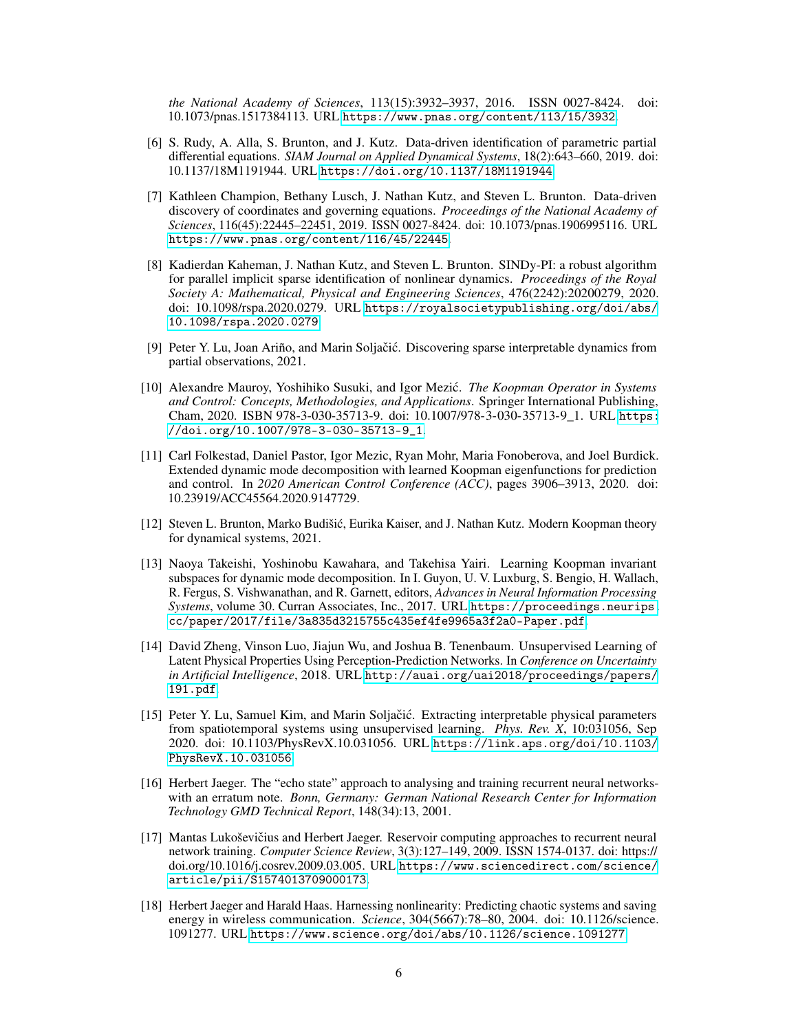*the National Academy of Sciences*, 113(15):3932–3937, 2016. ISSN 0027-8424. doi: 10.1073/pnas.1517384113. URL https://www.pnas.org/content/113/15/3932.

[6] S. Rudy, A. Alla, S. Brunton, and J. Kutz. Data-driven identification of parametric partial differential equations. *SIAM Journal on Applied Dynamical Systems*, 18(2):643–660, 2019. doi: 10.1137/18M1191944. URL https://doi.org/10.1137/18M1191944.

[7] Kathleen Champion, Bethany Lusch, J. Nathan Kutz, and Steven L. Brunton. Data-driven discovery of coordinates and governing equations. *Proceedings of the National Academy of Sciences*, 116(45):22445–22451, 2019. ISSN 0027-8424. doi: 10.1073/pnas.1906995116. URL https://www.pnas.org/content/116/45/22445.

[8] Kadierdan Kaheman, J. Nathan Kutz, and Steven L. Brunton. SINDy-PI: a robust algorithm for parallel implicit sparse identification of nonlinear dynamics. *Proceedings of the Royal Society A: Mathematical, Physical and Engineering Sciences*, 476(2242):20200279, 2020. doi: 10.1098/rspa.2020.0279. URL https://royalsocietypublishing.org/doi/abs/10.1098/rspa.2020.0279.

[9] Peter Y. Lu, Joan Ariño, and Marin Soljačić. Discovering sparse interpretable dynamics from partial observations, 2021.

[10] Alexandre Mauroy, Yoshihiko Susuki, and Igor Mezić. *The Koopman Operator in Systems and Control: Concepts, Methodologies, and Applications*. Springer International Publishing, Cham, 2020. ISBN 978-3-030-35713-9. doi: 10.1007/978-3-030-35713-9_1. URL https://doi.org/10.1007/978-3-030-35713-9_1.

[11] Carl Folkestad, Daniel Pastor, Igor Mezic, Ryan Mohr, Maria Fonoberova, and Joel Burdick. Extended dynamic mode decomposition with learned Koopman eigenfunctions for prediction and control. In *2020 American Control Conference (ACC)*, pages 3906–3913, 2020. doi: 10.23919/ACC45564.2020.9147729.

[12] Steven L. Brunton, Marko Budišić, Eurika Kaiser, and J. Nathan Kutz. Modern Koopman theory for dynamical systems, 2021.

[13] Naoya Takeishi, Yoshinobu Kawahara, and Takehisa Yairi. Learning Koopman invariant subspaces for dynamic mode decomposition. In I. Guyon, U. V. Luxburg, S. Bengio, H. Wallach, R. Fergus, S. Vishwanathan, and R. Garnett, editors, *Advances in Neural Information Processing Systems*, volume 30. Curran Associates, Inc., 2017. URL https://proceedings.neurips.cc/paper/2017/file/3a835d3215755c435ef4fe9965a3f2a0-Paper.pdf.

[14] David Zheng, Vinson Luo, Jiajun Wu, and Joshua B. Tenenbaum. Unsupervised Learning of Latent Physical Properties Using Perception-Prediction Networks. In *Conference on Uncertainty in Artificial Intelligence*, 2018. URL http://auai.org/uai2018/proceedings/papers/191.pdf.

[15] Peter Y. Lu, Samuel Kim, and Marin Soljačić. Extracting interpretable physical parameters from spatiotemporal systems using unsupervised learning. *Phys. Rev. X*, 10:031056, Sep 2020. doi: 10.1103/PhysRevX.10.031056. URL https://link.aps.org/doi/10.1103/PhysRevX.10.031056.

[16] Herbert Jaeger. The "echo state" approach to analysing and training recurrent neural networks-with an erratum note. *Bonn, Germany: German National Research Center for Information Technology GMD Technical Report*, 148(34):13, 2001.

[17] Mantas Lukoševičius and Herbert Jaeger. Reservoir computing approaches to recurrent neural network training. *Computer Science Review*, 3(3):127–149, 2009. ISSN 1574-0137. doi: https://doi.org/10.1016/j.cosrev.2009.03.005. URL https://www.sciencedirect.com/science/article/pii/S1574013709000173.

[18] Herbert Jaeger and Harald Haas. Harnessing nonlinearity: Predicting chaotic systems and saving energy in wireless communication. *Science*, 304(5667):78–80, 2004. doi: 10.1126/science.1091277. URL https://www.science.org/doi/abs/10.1126/science.1091277.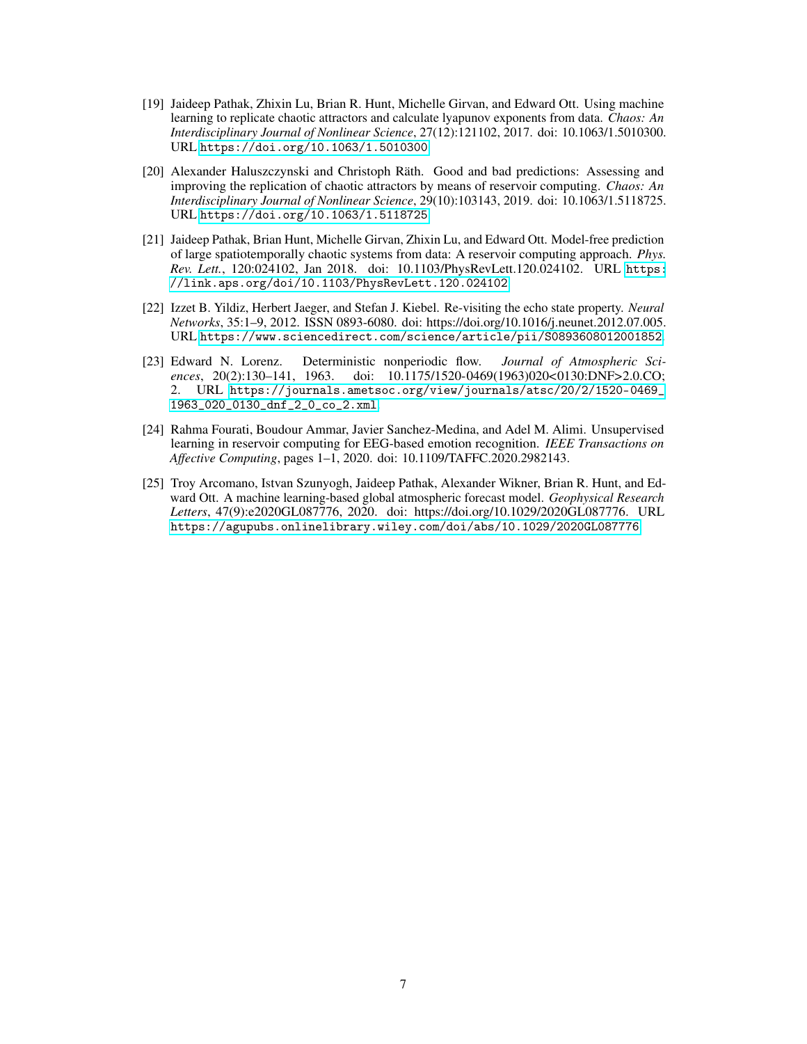[19] Jaideep Pathak, Zhixin Lu, Brian R. Hunt, Michelle Girvan, and Edward Ott. Using machine learning to replicate chaotic attractors and calculate lyapunov exponents from data. *Chaos: An Interdisciplinary Journal of Nonlinear Science*, 27(12):121102, 2017. doi: 10.1063/1.5010300. URL https://doi.org/10.1063/1.5010300.

[20] Alexander Haluszczynski and Christoph Räth. Good and bad predictions: Assessing and improving the replication of chaotic attractors by means of reservoir computing. *Chaos: An Interdisciplinary Journal of Nonlinear Science*, 29(10):103143, 2019. doi: 10.1063/1.5118725. URL https://doi.org/10.1063/1.5118725.

[21] Jaideep Pathak, Brian Hunt, Michelle Girvan, Zhixin Lu, and Edward Ott. Model-free prediction of large spatiotemporally chaotic systems from data: A reservoir computing approach. *Phys. Rev. Lett.*, 120:024102, Jan 2018. doi: 10.1103/PhysRevLett.120.024102. URL https://link.aps.org/doi/10.1103/PhysRevLett.120.024102.

[22] Izzet B. Yildiz, Herbert Jaeger, and Stefan J. Kiebel. Re-visiting the echo state property. *Neural Networks*, 35:1–9, 2012. ISSN 0893-6080. doi: https://doi.org/10.1016/j.neunet.2012.07.005. URL https://www.sciencedirect.com/science/article/pii/S0893608012001852.

[23] Edward N. Lorenz. Deterministic nonperiodic flow. *Journal of Atmospheric Sciences*, 20(2):130–141, 1963. doi: 10.1175/1520-0469(1963)020<0130:DNF>2.0.CO;2. URL https://journals.ametsoc.org/view/journals/atsc/20/2/1520-0469_1963_020_0130_dnf_2_0_co_2.xml.

[24] Rahma Fourati, Boudour Ammar, Javier Sanchez-Medina, and Adel M. Alimi. Unsupervised learning in reservoir computing for EEG-based emotion recognition. *IEEE Transactions on Affective Computing*, pages 1–1, 2020. doi: 10.1109/TAFFC.2020.2982143.

[25] Troy Arcomano, Istvan Szunyogh, Jaideep Pathak, Alexander Wikner, Brian R. Hunt, and Edward Ott. A machine learning-based global atmospheric forecast model. *Geophysical Research Letters*, 47(9):e2020GL087776, 2020. doi: https://doi.org/10.1029/2020GL087776. URL https://agupubs.onlinelibrary.wiley.com/doi/abs/10.1029/2020GL087776.